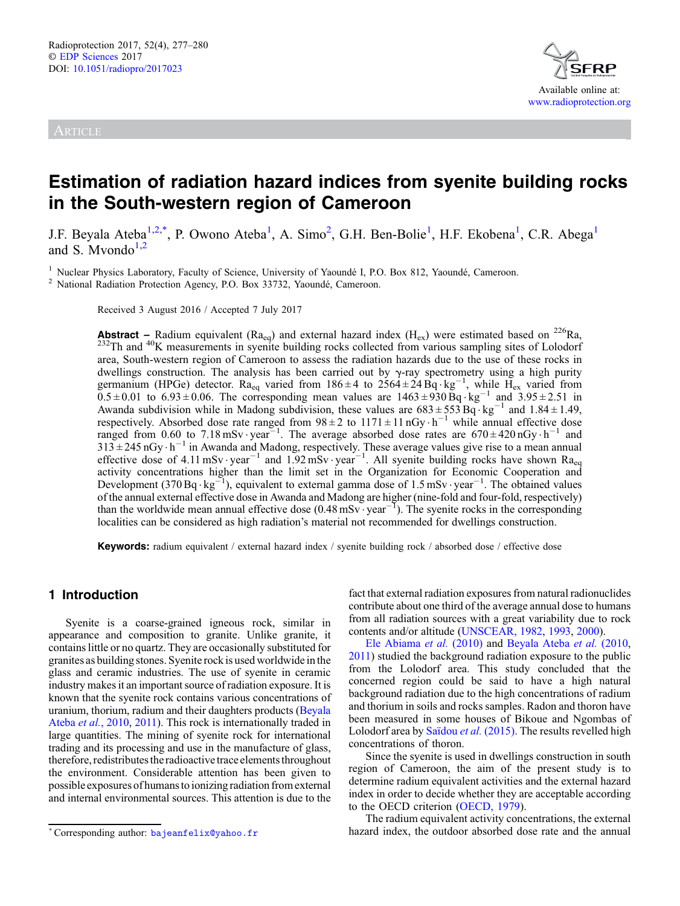ARTICLE

# Estimation of radiation hazard indices from syenite building rocks in the South-western region of Cameroon

J.F. Beyala Ateba[1,2,*], P. Owono Ateba[1], A. Simo[2], G.H. Ben-Bolie[1], H.F. Ekobena[1], C.R. Abega[1] and S. Mvondo[1,2]

[1] Nuclear Physics Laboratory, Faculty of Science, University of Yaoundé I, P.O. Box 812, Yaoundé, Cameroon.
[2] National Radiation Protection Agency, P.O. Box 33732, Yaoundé, Cameroon.

Received 3 August 2016 / Accepted 7 July 2017

**Abstract –** Radium equivalent ($Ra_{eq}$) and external hazard index ($H_{ex}$) were estimated based on $^{226}Ra$, $^{232}Th$ and $^{40}K$ measurements in syenite building rocks collected from various sampling sites of Lolodorf area, South-western region of Cameroon to assess the radiation hazards due to the use of these rocks in dwellings construction. The analysis has been carried out by γ-ray spectrometry using a high purity germanium (HPGe) detector. $Ra_{eq}$ varied from $186 \pm 4$ to $2564 \pm 24\,Bq \cdot kg^{-1}$, while $H_{ex}$ varied from $0.5 \pm 0.01$ to $6.93 \pm 0.06$. The corresponding mean values are $1463 \pm 930\,Bq \cdot kg^{-1}$ and $3.95 \pm 2.51$ in Awanda subdivision while in Madong subdivision, these values are $683 \pm 553\,Bq \cdot kg^{-1}$ and $1.84 \pm 1.49$, respectively. Absorbed dose rate ranged from $98 \pm 2$ to $1171 \pm 11\,nGy \cdot h^{-1}$ while annual effective dose ranged from 0.60 to $7.18\,mSv \cdot year^{-1}$. The average absorbed dose rates are $670 \pm 420\,nGy \cdot h^{-1}$ and $313 \pm 245\,nGy \cdot h^{-1}$ in Awanda and Madong, respectively. These average values give rise to a mean annual effective dose of $4.11\,mSv \cdot year^{-1}$ and $1.92\,mSv \cdot year^{-1}$. All syenite building rocks have shown $Ra_{eq}$ activity concentrations higher than the limit set in the Organization for Economic Cooperation and Development ($370\,Bq \cdot kg^{-1}$), equivalent to external gamma dose of $1.5\,mSv \cdot year^{-1}$. The obtained values of the annual external effective dose in Awanda and Madong are higher (nine-fold and four-fold, respectively) than the worldwide mean annual effective dose ($0.48\,mSv \cdot year^{-1}$). The syenite rocks in the corresponding localities can be considered as high radiation's material not recommended for dwellings construction.

**Keywords:** radium equivalent / external hazard index / syenite building rock / absorbed dose / effective dose

## 1 Introduction

Syenite is a coarse-grained igneous rock, similar in appearance and composition to granite. Unlike granite, it contains little or no quartz. They are occasionally substituted for granites as building stones. Syenite rock is used worldwide in the glass and ceramic industries. The use of syenite in ceramic industry makes it an important source of radiation exposure. It is known that the syenite rock contains various concentrations of uranium, thorium, radium and their daughters products (Beyala Ateba *et al.*, 2010, 2011). This rock is internationally traded in large quantities. The mining of syenite rock for international trading and its processing and use in the manufacture of glass, therefore, redistributes the radioactive trace elements throughout the environment. Considerable attention has been given to possible exposures of humans to ionizing radiation from external and internal environmental sources. This attention is due to the fact that external radiation exposures from natural radionuclides contribute about one third of the average annual dose to humans from all radiation sources with a great variability due to rock contents and/or altitude (UNSCEAR, 1982, 1993, 2000).

Ele Abiama *et al.* (2010) and Beyala Ateba *et al.* (2010, 2011) studied the background radiation exposure to the public from the Lolodorf area. This study concluded that the concerned region could be said to have a high natural background radiation due to the high concentrations of radium and thorium in soils and rocks samples. Radon and thoron have been measured in some houses of Bikoue and Ngombas of Lolodorf area by Saïdou *et al.* (2015). The results revelled high concentrations of thoron.

Since the syenite is used in dwellings construction in south region of Cameroon, the aim of the present study is to determine radium equivalent activities and the external hazard index in order to decide whether they are acceptable according to the OECD criterion (OECD, 1979).

The radium equivalent activity concentrations, the external hazard index, the outdoor absorbed dose rate and the annual

* Corresponding author: bajeanfelix@yahoo.fr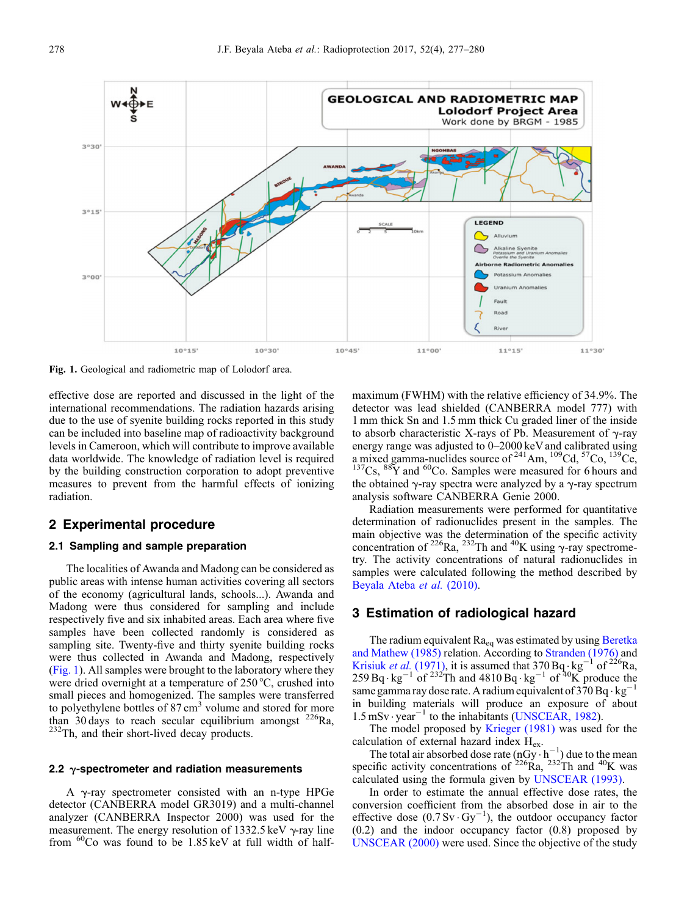Fig. 1. Geological and radiometric map of Lolodorf area.

effective dose are reported and discussed in the light of the international recommendations. The radiation hazards arising due to the use of syenite building rocks reported in this study can be included into baseline map of radioactivity background levels in Cameroon, which will contribute to improve available data worldwide. The knowledge of radiation level is required by the building construction corporation to adopt preventive measures to prevent from the harmful effects of ionizing radiation.

## 2 Experimental procedure

### 2.1 Sampling and sample preparation

The localities of Awanda and Madong can be considered as public areas with intense human activities covering all sectors of the economy (agricultural lands, schools...). Awanda and Madong were thus considered for sampling and include respectively five and six inhabited areas. Each area where five samples have been collected randomly is considered as sampling site. Twenty-five and thirty syenite building rocks were thus collected in Awanda and Madong, respectively (Fig. 1). All samples were brought to the laboratory where they were dried overnight at a temperature of 250 °C, crushed into small pieces and homogenized. The samples were transferred to polyethylene bottles of 87 $cm^3$ volume and stored for more than 30 days to reach secular equilibrium amongst $^{226}$Ra, $^{232}$Th, and their short-lived decay products.

### 2.2 γ-spectrometer and radiation measurements

A γ-ray spectrometer consisted with an n-type HPGe detector (CANBERRA model GR3019) and a multi-channel analyzer (CANBERRA Inspector 2000) was used for the measurement. The energy resolution of 1332.5 keV γ-ray line from $^{60}$Co was found to be 1.85 keV at full width of half-maximum (FWHM) with the relative efficiency of 34.9%. The detector was lead shielded (CANBERRA model 777) with 1 mm thick Sn and 1.5 mm thick Cu graded liner of the inside to absorb characteristic X-rays of Pb. Measurement of γ-ray energy range was adjusted to 0–2000 keV and calibrated using a mixed gamma-nuclides source of $^{241}$Am, $^{109}$Cd, $^{57}$Co, $^{139}$Ce, $^{137}$Cs, $^{88}$Y and $^{60}$Co. Samples were measured for 6 hours and the obtained γ-ray spectra were analyzed by a γ-ray spectrum analysis software CANBERRA Genie 2000.

Radiation measurements were performed for quantitative determination of radionuclides present in the samples. The main objective was the determination of the specific activity concentration of $^{226}$Ra, $^{232}$Th and $^{40}$K using γ-ray spectrometry. The activity concentrations of natural radionuclides in samples were calculated following the method described by Beyala Ateba *et al.* (2010).

## 3 Estimation of radiological hazard

The radium equivalent $Ra_{eq}$ was estimated by using Beretka and Mathew (1985) relation. According to Stranden (1976) and Krisiuk *et al.* (1971), it is assumed that 370 $Bq \cdot kg^{-1}$ of $^{226}$Ra, 259 $Bq \cdot kg^{-1}$ of $^{232}$Th and 4810 $Bq \cdot kg^{-1}$ of $^{40}$K produce the same gamma ray dose rate. A radium equivalent of 370 $Bq \cdot kg^{-1}$ in building materials will produce an exposure of about 1.5 $mSv \cdot year^{-1}$ to the inhabitants (UNSCEAR, 1982).

The model proposed by Krieger (1981) was used for the calculation of external hazard index $H_{ex}$.

The total air absorbed dose rate ($nGy \cdot h^{-1}$) due to the mean specific activity concentrations of $^{226}$Ra, $^{232}$Th and $^{40}$K was calculated using the formula given by UNSCEAR (1993).

In order to estimate the annual effective dose rates, the conversion coefficient from the absorbed dose in air to the effective dose (0.7 $Sv \cdot Gy^{-1}$), the outdoor occupancy factor (0.2) and the indoor occupancy factor (0.8) proposed by UNSCEAR (2000) were used. Since the objective of the study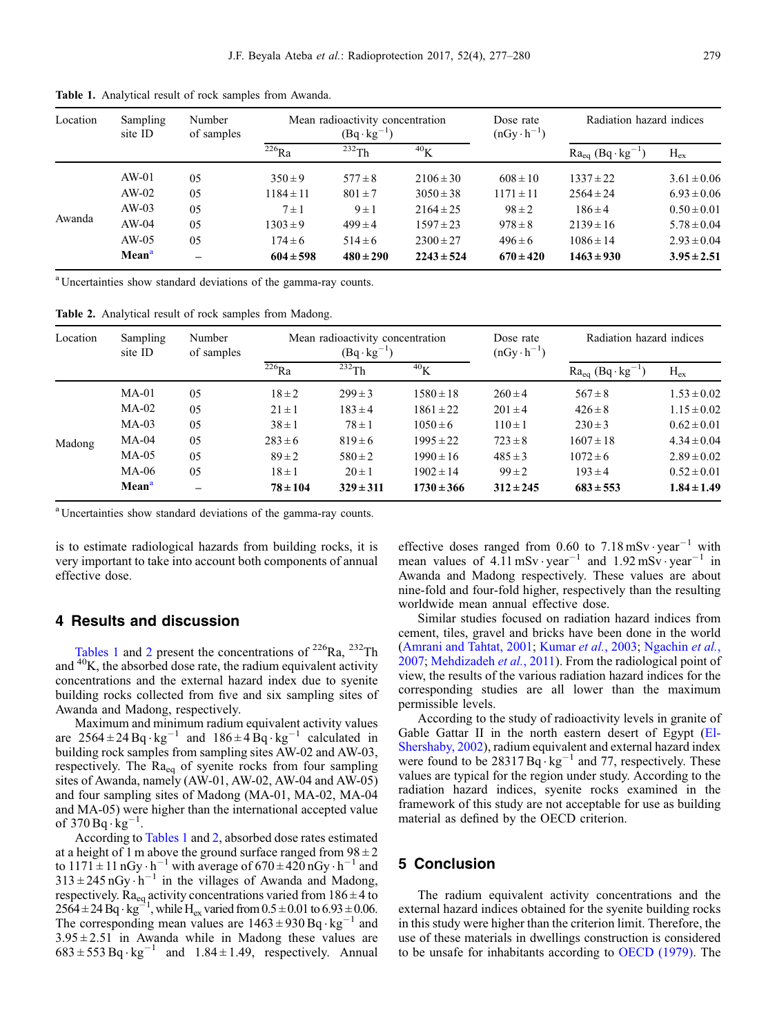**Table 1.** Analytical result of rock samples from Awanda.

| Location | Sampling site ID | Number of samples | Mean radioactivity concentration ($Bq \cdot kg^{-1}$) | | | Dose rate ($nGy \cdot h^{-1}$) | Radiation hazard indices | |
|---|---|---|---|---|---|---|---|---|
| | | | $^{226}Ra$ | $^{232}Th$ | $^{40}K$ | | $Ra_{eq}$ ($Bq \cdot kg^{-1}$) | $H_{ex}$ |
| Awanda | AW-01 | 05 | 350 ± 9 | 577 ± 8 | 2106 ± 30 | 608 ± 10 | 1337 ± 22 | 3.61 ± 0.06 |
| | AW-02 | 05 | 1184 ± 11 | 801 ± 7 | 3050 ± 38 | 1171 ± 11 | 2564 ± 24 | 6.93 ± 0.06 |
| | AW-03 | 05 | 7 ± 1 | 9 ± 1 | 2164 ± 25 | 98 ± 2 | 186 ± 4 | 0.50 ± 0.01 |
| | AW-04 | 05 | 1303 ± 9 | 499 ± 4 | 1597 ± 23 | 978 ± 8 | 2139 ± 16 | 5.78 ± 0.04 |
| | AW-05 | 05 | 174 ± 6 | 514 ± 6 | 2300 ± 27 | 496 ± 6 | 1086 ± 14 | 2.93 ± 0.04 |
| | **Mean**[a] | – | **604 ± 598** | **480 ± 290** | **2243 ± 524** | **670 ± 420** | **1463 ± 930** | **3.95 ± 2.51** |

[a] Uncertainties show standard deviations of the gamma-ray counts.

**Table 2.** Analytical result of rock samples from Madong.

| Location | Sampling site ID | Number of samples | Mean radioactivity concentration ($Bq \cdot kg^{-1}$) | | | Dose rate ($nGy \cdot h^{-1}$) | Radiation hazard indices | |
|---|---|---|---|---|---|---|---|---|
| | | | $^{226}Ra$ | $^{232}Th$ | $^{40}K$ | | $Ra_{eq}$ ($Bq \cdot kg^{-1}$) | $H_{ex}$ |
| Madong | MA-01 | 05 | 18 ± 2 | 299 ± 3 | 1580 ± 18 | 260 ± 4 | 567 ± 8 | 1.53 ± 0.02 |
| | MA-02 | 05 | 21 ± 1 | 183 ± 4 | 1861 ± 22 | 201 ± 4 | 426 ± 8 | 1.15 ± 0.02 |
| | MA-03 | 05 | 38 ± 1 | 78 ± 1 | 1050 ± 6 | 110 ± 1 | 230 ± 3 | 0.62 ± 0.01 |
| | MA-04 | 05 | 283 ± 6 | 819 ± 6 | 1995 ± 22 | 723 ± 8 | 1607 ± 18 | 4.34 ± 0.04 |
| | MA-05 | 05 | 89 ± 2 | 580 ± 2 | 1990 ± 16 | 485 ± 3 | 1072 ± 6 | 2.89 ± 0.02 |
| | MA-06 | 05 | 18 ± 1 | 20 ± 1 | 1902 ± 14 | 99 ± 2 | 193 ± 4 | 0.52 ± 0.01 |
| | **Mean**[a] | – | **78 ± 104** | **329 ± 311** | **1730 ± 366** | **312 ± 245** | **683 ± 553** | **1.84 ± 1.49** |

[a] Uncertainties show standard deviations of the gamma-ray counts.

is to estimate radiological hazards from building rocks, it is very important to take into account both components of annual effective dose.

## 4 Results and discussion

Tables 1 and 2 present the concentrations of $^{226}Ra$, $^{232}Th$ and $^{40}K$, the absorbed dose rate, the radium equivalent activity concentrations and the external hazard index due to syenite building rocks collected from five and six sampling sites of Awanda and Madong, respectively.

Maximum and minimum radium equivalent activity values are $2564 \pm 24\,Bq \cdot kg^{-1}$ and $186 \pm 4\,Bq \cdot kg^{-1}$ calculated in building rock samples from sampling sites AW-02 and AW-03, respectively. The $Ra_{eq}$ of syenite rocks from four sampling sites of Awanda, namely (AW-01, AW-02, AW-04 and AW-05) and four sampling sites of Madong (MA-01, MA-02, MA-04 and MA-05) were higher than the international accepted value of $370\,Bq \cdot kg^{-1}$.

According to Tables 1 and 2, absorbed dose rates estimated at a height of 1 m above the ground surface ranged from $98 \pm 2$ to $1171 \pm 11\,nGy \cdot h^{-1}$ with average of $670 \pm 420\,nGy \cdot h^{-1}$ and $313 \pm 245\,nGy \cdot h^{-1}$ in the villages of Awanda and Madong, respectively. $Ra_{eq}$ activity concentrations varied from $186 \pm 4$ to $2564 \pm 24\,Bq \cdot kg^{-1}$, while $H_{ex}$ varied from $0.5 \pm 0.01$ to $6.93 \pm 0.06$. The corresponding mean values are $1463 \pm 930\,Bq \cdot kg^{-1}$ and $3.95 \pm 2.51$ in Awanda while in Madong these values are $683 \pm 553\,Bq \cdot kg^{-1}$ and $1.84 \pm 1.49$, respectively. Annual effective doses ranged from 0.60 to $7.18\,mSv \cdot year^{-1}$ with mean values of $4.11\,mSv \cdot year^{-1}$ and $1.92\,mSv \cdot year^{-1}$ in Awanda and Madong respectively. These values are about nine-fold and four-fold higher, respectively than the resulting worldwide mean annual effective dose.

Similar studies focused on radiation hazard indices from cement, tiles, gravel and bricks have been done in the world (Amrani and Tahtat, 2001; Kumar *et al.*, 2003; Ngachin *et al.*, 2007; Mehdizadeh *et al.*, 2011). From the radiological point of view, the results of the various radiation hazard indices for the corresponding studies are all lower than the maximum permissible levels.

According to the study of radioactivity levels in granite of Gable Gattar II in the north eastern desert of Egypt (El-Shershaby, 2002), radium equivalent and external hazard index were found to be $28317\,Bq \cdot kg^{-1}$ and 77, respectively. These values are typical for the region under study. According to the radiation hazard indices, syenite rocks examined in the framework of this study are not acceptable for use as building material as defined by the OECD criterion.

## 5 Conclusion

The radium equivalent activity concentrations and the external hazard indices obtained for the syenite building rocks in this study were higher than the criterion limit. Therefore, the use of these materials in dwellings construction is considered to be unsafe for inhabitants according to OECD (1979). The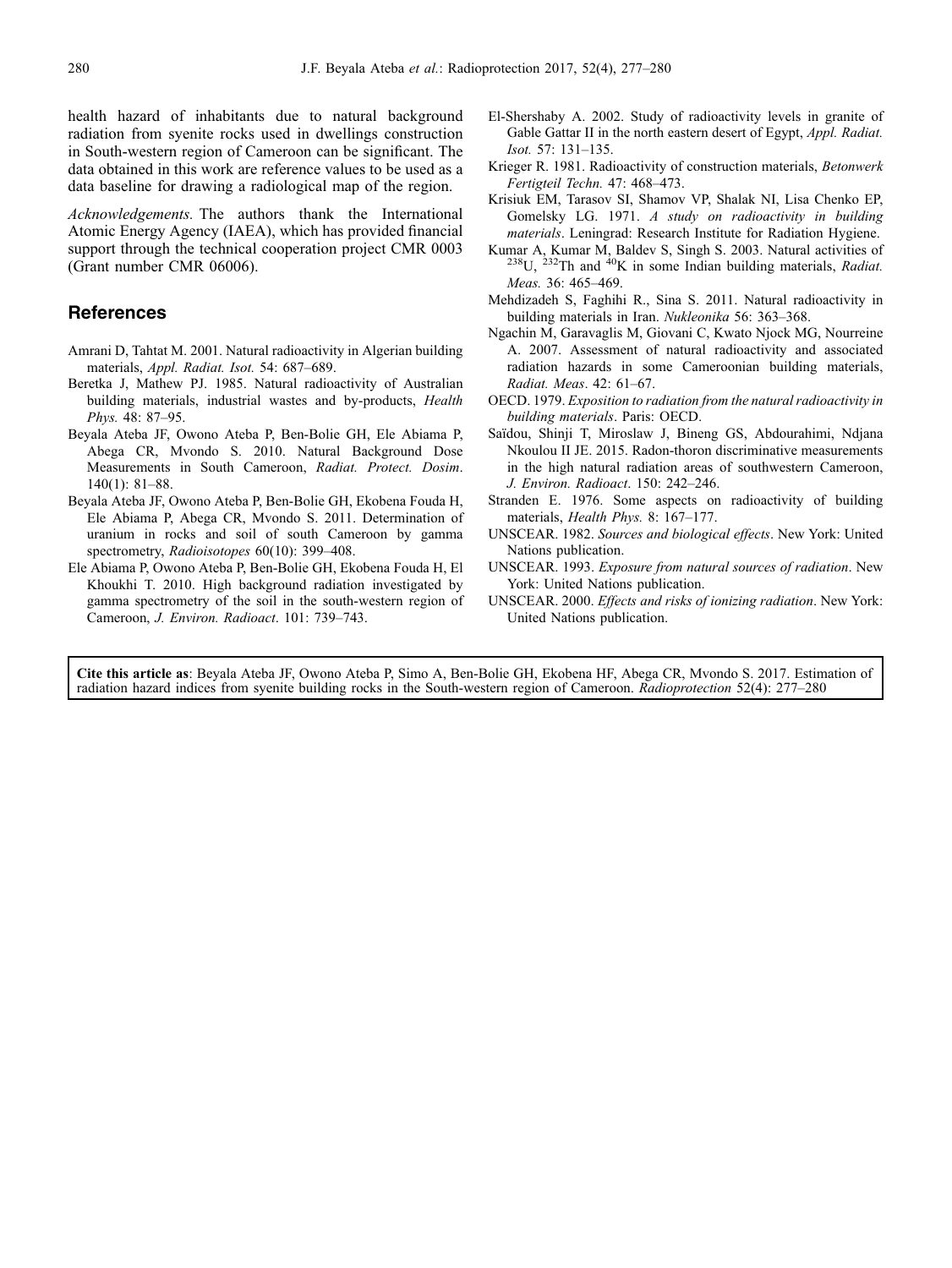health hazard of inhabitants due to natural background radiation from syenite rocks used in dwellings construction in South-western region of Cameroon can be significant. The data obtained in this work are reference values to be used as a data baseline for drawing a radiological map of the region.

*Acknowledgements.* The authors thank the International Atomic Energy Agency (IAEA), which has provided financial support through the technical cooperation project CMR 0003 (Grant number CMR 06006).

## References

Amrani D, Tahtat M. 2001. Natural radioactivity in Algerian building materials, *Appl. Radiat. Isot.* 54: 687–689.

Beretka J, Mathew PJ. 1985. Natural radioactivity of Australian building materials, industrial wastes and by-products, *Health Phys.* 48: 87–95.

Beyala Ateba JF, Owono Ateba P, Ben-Bolie GH, Ele Abiama P, Abega CR, Mvondo S. 2010. Natural Background Dose Measurements in South Cameroon, *Radiat. Protect. Dosim*. 140(1): 81–88.

Beyala Ateba JF, Owono Ateba P, Ben-Bolie GH, Ekobena Fouda H, Ele Abiama P, Abega CR, Mvondo S. 2011. Determination of uranium in rocks and soil of south Cameroon by gamma spectrometry, *Radioisotopes* 60(10): 399–408.

Ele Abiama P, Owono Ateba P, Ben-Bolie GH, Ekobena Fouda H, El Khoukhi T. 2010. High background radiation investigated by gamma spectrometry of the soil in the south-western region of Cameroon, *J. Environ. Radioact*. 101: 739–743.

El-Shershaby A. 2002. Study of radioactivity levels in granite of Gable Gattar II in the north eastern desert of Egypt, *Appl. Radiat. Isot.* 57: 131–135.

Krieger R. 1981. Radioactivity of construction materials, *Betonwerk Fertigteil Techn.* 47: 468–473.

Krisiuk EM, Tarasov SI, Shamov VP, Shalak NI, Lisa Chenko EP, Gomelsky LG. 1971. *A study on radioactivity in building materials*. Leningrad: Research Institute for Radiation Hygiene.

Kumar A, Kumar M, Baldev S, Singh S. 2003. Natural activities of $^{238}U$, $^{232}Th$ and $^{40}K$ in some Indian building materials, *Radiat. Meas.* 36: 465–469.

Mehdizadeh S, Faghihi R., Sina S. 2011. Natural radioactivity in building materials in Iran. *Nukleonika* 56: 363–368.

Ngachin M, Garavaglis M, Giovani C, Kwato Njock MG, Nourreine A. 2007. Assessment of natural radioactivity and associated radiation hazards in some Cameroonian building materials, *Radiat. Meas*. 42: 61–67.

OECD. 1979. *Exposition to radiation from the natural radioactivity in building materials*. Paris: OECD.

Saïdou, Shinji T, Miroslaw J, Bineng GS, Abdourahimi, Ndjana Nkoulou II JE. 2015. Radon-thoron discriminative measurements in the high natural radiation areas of southwestern Cameroon, *J. Environ. Radioact*. 150: 242–246.

Stranden E. 1976. Some aspects on radioactivity of building materials, *Health Phys.* 8: 167–177.

UNSCEAR. 1982. *Sources and biological effects*. New York: United Nations publication.

UNSCEAR. 1993. *Exposure from natural sources of radiation*. New York: United Nations publication.

UNSCEAR. 2000. *Effects and risks of ionizing radiation*. New York: United Nations publication.

**Cite this article as**: Beyala Ateba JF, Owono Ateba P, Simo A, Ben-Bolie GH, Ekobena HF, Abega CR, Mvondo S. 2017. Estimation of radiation hazard indices from syenite building rocks in the South-western region of Cameroon. *Radioprotection* 52(4): 277–280